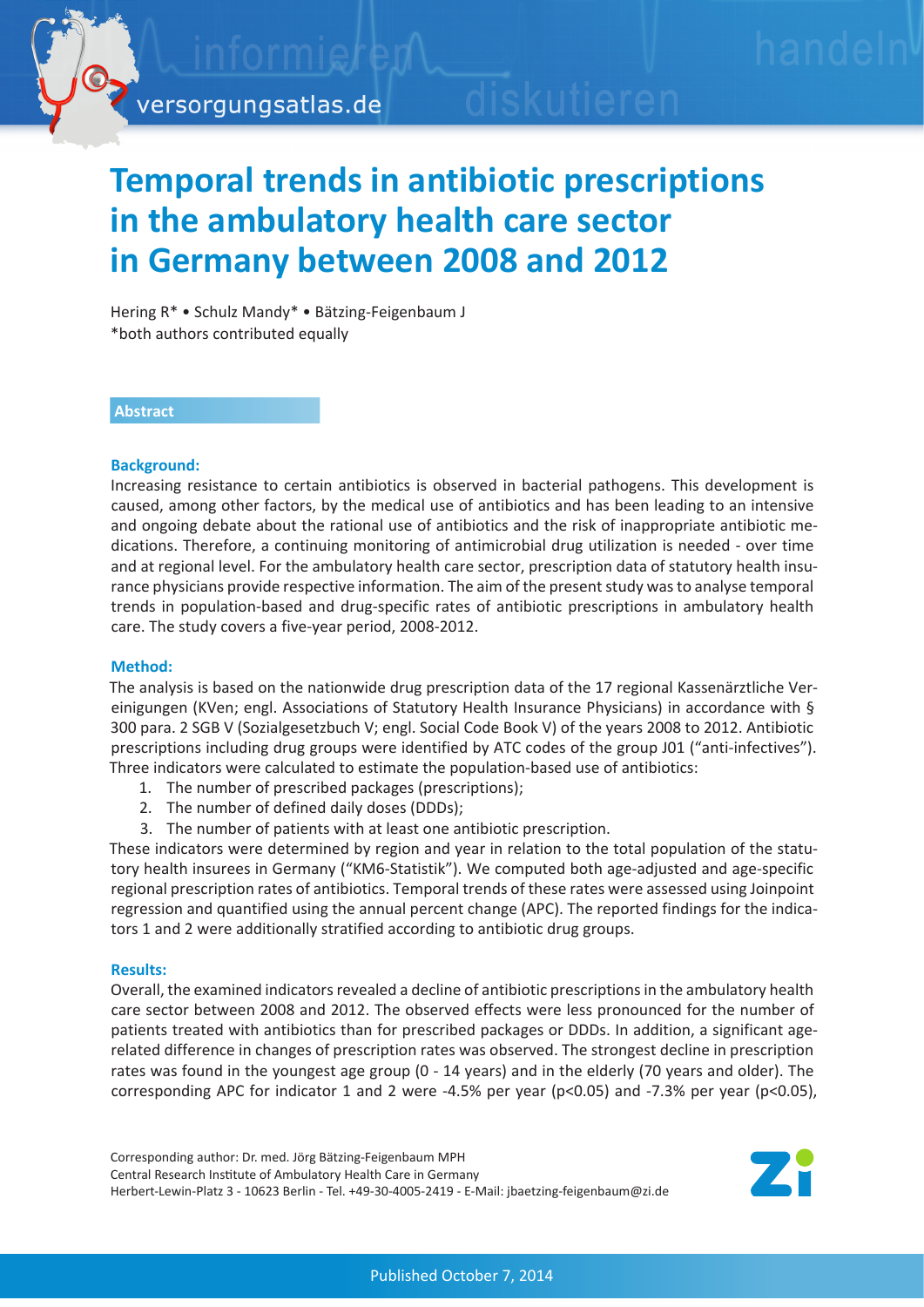# Temporal trends in antibiotic prescriptions in the ambulatory health care sector in Germany between 2008 and 2012

Hering R* • Schulz Mandy* • Bätzing-Feigenbaum J

*both authors contributed equally

## Abstract

### Background:

Increasing resistance to certain antibiotics is observed in bacterial pathogens. This development is caused, among other factors, by the medical use of antibiotics and has been leading to an intensive and ongoing debate about the rational use of antibiotics and the risk of inappropriate antibiotic medications. Therefore, a continuing monitoring of antimicrobial drug utilization is needed - over time and at regional level. For the ambulatory health care sector, prescription data of statutory health insurance physicians provide respective information. The aim of the present study was to analyse temporal trends in population-based and drug-specific rates of antibiotic prescriptions in ambulatory health care. The study covers a five-year period, 2008-2012.

### Method:

The analysis is based on the nationwide drug prescription data of the 17 regional Kassenärztliche Vereinigungen (KVen; engl. Associations of Statutory Health Insurance Physicians) in accordance with § 300 para. 2 SGB V (Sozialgesetzbuch V; engl. Social Code Book V) of the years 2008 to 2012. Antibiotic prescriptions including drug groups were identified by ATC codes of the group J01 ("anti-infectives"). Three indicators were calculated to estimate the population-based use of antibiotics:

1. The number of prescribed packages (prescriptions);
2. The number of defined daily doses (DDDs);
3. The number of patients with at least one antibiotic prescription.

These indicators were determined by region and year in relation to the total population of the statutory health insurees in Germany ("KM6-Statistik"). We computed both age-adjusted and age-specific regional prescription rates of antibiotics. Temporal trends of these rates were assessed using Joinpoint regression and quantified using the annual percent change (APC). The reported findings for the indicators 1 and 2 were additionally stratified according to antibiotic drug groups.

### Results:

Overall, the examined indicators revealed a decline of antibiotic prescriptions in the ambulatory health care sector between 2008 and 2012. The observed effects were less pronounced for the number of patients treated with antibiotics than for prescribed packages or DDDs. In addition, a significant age-related difference in changes of prescription rates was observed. The strongest decline in prescription rates was found in the youngest age group (0 - 14 years) and in the elderly (70 years and older). The corresponding APC for indicator 1 and 2 were -4.5% per year ($p<0.05$) and -7.3% per year ($p<0.05$),

Corresponding author: Dr. med. Jörg Bätzing-Feigenbaum MPH
Central Research Institute of Ambulatory Health Care in Germany
Herbert-Lewin-Platz 3 - 10623 Berlin - Tel. +49-30-4005-2419 - E-Mail: jbaetzing-feigenbaum@zi.de

Published October 7, 2014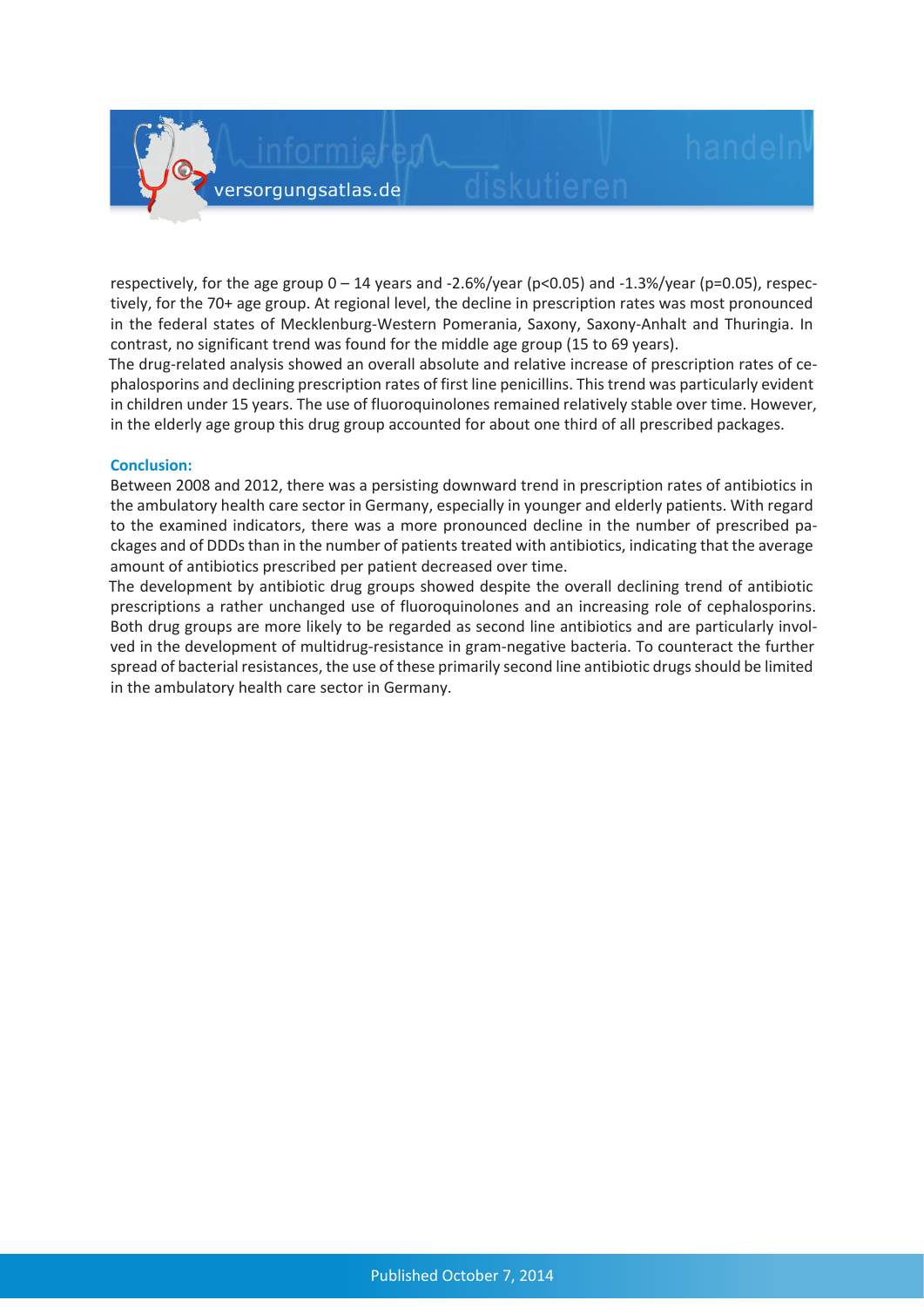respectively, for the age group 0 – 14 years and -2.6%/year ($p<0.05$) and -1.3%/year ($p=0.05$), respectively, for the 70+ age group. At regional level, the decline in prescription rates was most pronounced in the federal states of Mecklenburg-Western Pomerania, Saxony, Saxony-Anhalt and Thuringia. In contrast, no significant trend was found for the middle age group (15 to 69 years).

The drug-related analysis showed an overall absolute and relative increase of prescription rates of cephalosporins and declining prescription rates of first line penicillins. This trend was particularly evident in children under 15 years. The use of fluoroquinolones remained relatively stable over time. However, in the elderly age group this drug group accounted for about one third of all prescribed packages.

**Conclusion:**

Between 2008 and 2012, there was a persisting downward trend in prescription rates of antibiotics in the ambulatory health care sector in Germany, especially in younger and elderly patients. With regard to the examined indicators, there was a more pronounced decline in the number of prescribed packages and of DDDs than in the number of patients treated with antibiotics, indicating that the average amount of antibiotics prescribed per patient decreased over time.

The development by antibiotic drug groups showed despite the overall declining trend of antibiotic prescriptions a rather unchanged use of fluoroquinolones and an increasing role of cephalosporins. Both drug groups are more likely to be regarded as second line antibiotics and are particularly involved in the development of multidrug-resistance in gram-negative bacteria. To counteract the further spread of bacterial resistances, the use of these primarily second line antibiotic drugs should be limited in the ambulatory health care sector in Germany.

Published October 7, 2014